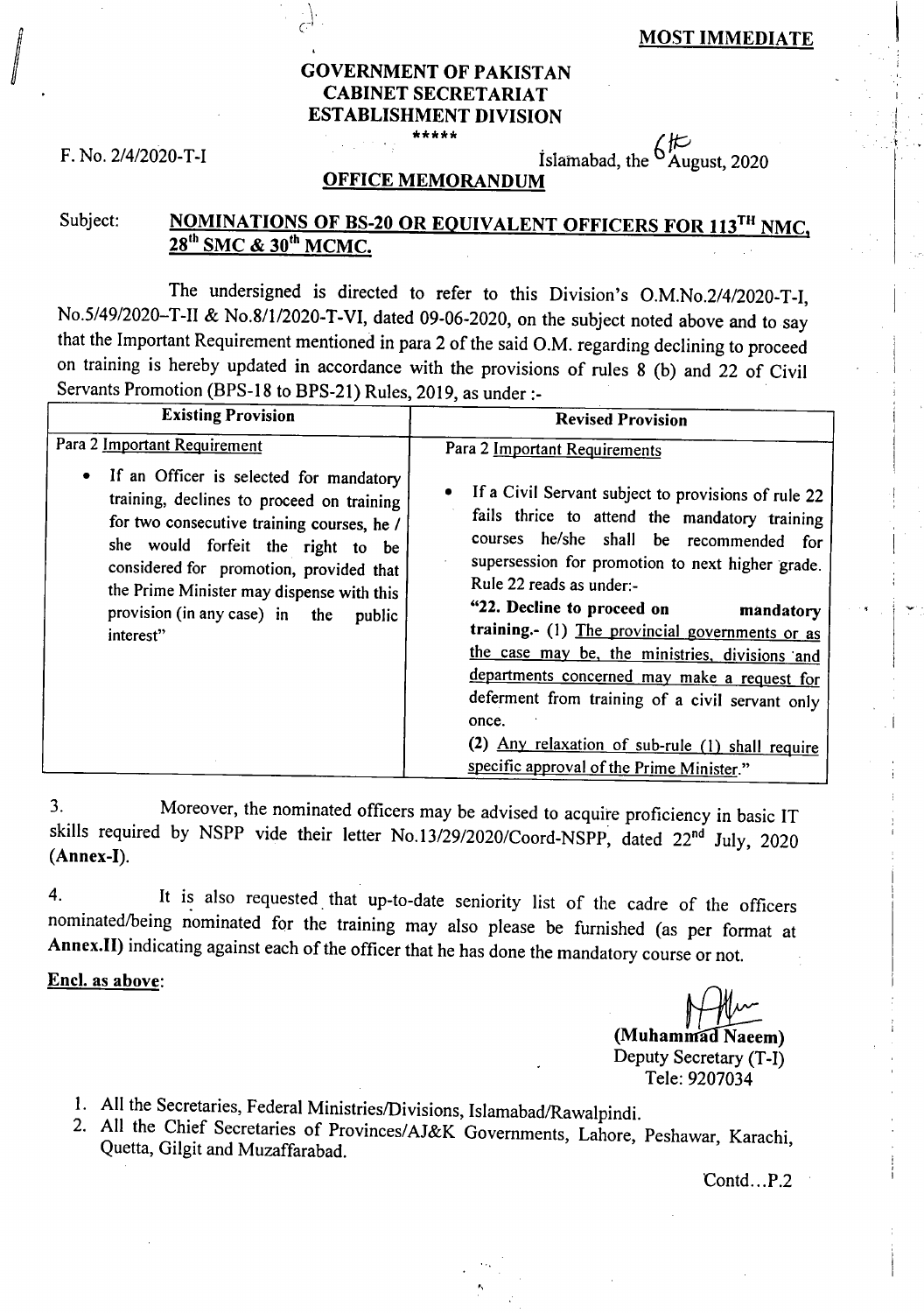**MOST IMMEDIATE**

**GOVERNMENT OF PAKISTAN**
**CABINET SECRETARIAT**
**ESTABLISHMENT DIVISION**

\*\*\*\*\*

F. No. 2/4/2020-T-I

Islamabad, the 6th August, 2020

**OFFICE MEMORANDUM**

Subject: **NOMINATIONS OF BS-20 OR EQUIVALENT OFFICERS FOR 113TH NMC, 28th SMC & 30th MCMC.**

The undersigned is directed to refer to this Division's O.M.No.2/4/2020-T-I, No.5/49/2020–T-II & No.8/1/2020-T-VI, dated 09-06-2020, on the subject noted above and to say that the Important Requirement mentioned in para 2 of the said O.M. regarding declining to proceed on training is hereby updated in accordance with the provisions of rules 8 (b) and 22 of Civil Servants Promotion (BPS-18 to BPS-21) Rules, 2019, as under :-

| Existing Provision | Revised Provision |
|---|---|
| Para 2 Important Requirement<br><br>• If an Officer is selected for mandatory training, declines to proceed on training for two consecutive training courses, he / she would forfeit the right to be considered for promotion, provided that the Prime Minister may dispense with this provision (in any case) in the public interest" | Para 2 Important Requirements<br><br>• If a Civil Servant subject to provisions of rule 22 fails thrice to attend the mandatory training courses he/she shall be recommended for supersession for promotion to next higher grade. Rule 22 reads as under:-<br>**"22. Decline to proceed on mandatory training.-** (1) The provincial governments or as the case may be, the ministries, divisions and departments concerned may make a request for deferment from training of a civil servant only once.<br>(2) Any relaxation of sub-rule (1) shall require specific approval of the Prime Minister." |

3. Moreover, the nominated officers may be advised to acquire proficiency in basic IT skills required by NSPP vide their letter No.13/29/2020/Coord-NSPP, dated 22nd July, 2020 **(Annex-I)**.

4. It is also requested that up-to-date seniority list of the cadre of the officers nominated/being nominated for the training may also please be furnished (as per format at **Annex.II**) indicating against each of the officer that he has done the mandatory course or not.

**Encl. as above**:

**(Muhammad Naeem)**
Deputy Secretary (T-I)
Tele: 9207034

1. All the Secretaries, Federal Ministries/Divisions, Islamabad/Rawalpindi.
2. All the Chief Secretaries of Provinces/AJ&K Governments, Lahore, Peshawar, Karachi, Quetta, Gilgit and Muzaffarabad.

Contd…P.2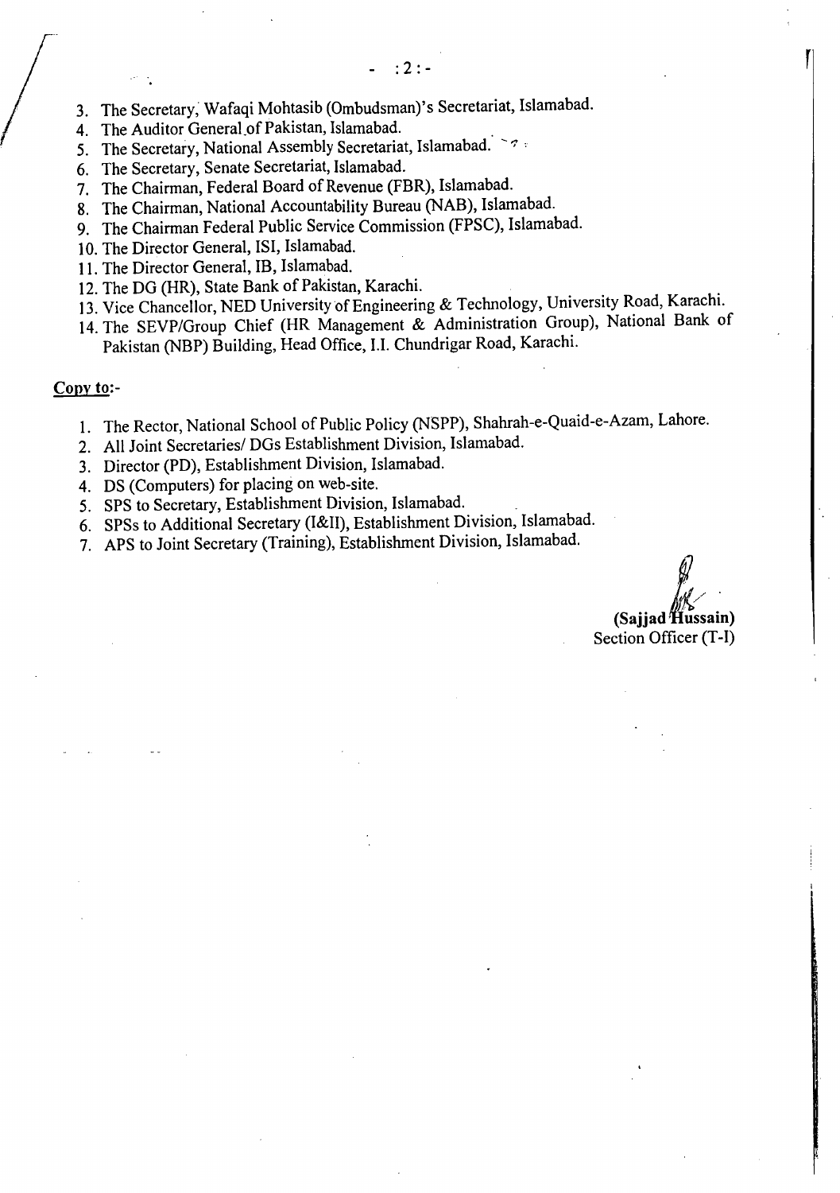3. The Secretary, Wafaqi Mohtasib (Ombudsman)'s Secretariat, Islamabad.
4. The Auditor General of Pakistan, Islamabad.
5. The Secretary, National Assembly Secretariat, Islamabad.
6. The Secretary, Senate Secretariat, Islamabad.
7. The Chairman, Federal Board of Revenue (FBR), Islamabad.
8. The Chairman, National Accountability Bureau (NAB), Islamabad.
9. The Chairman Federal Public Service Commission (FPSC), Islamabad.
10. The Director General, ISI, Islamabad.
11. The Director General, IB, Islamabad.
12. The DG (HR), State Bank of Pakistan, Karachi.
13. Vice Chancellor, NED University of Engineering & Technology, University Road, Karachi.
14. The SEVP/Group Chief (HR Management & Administration Group), National Bank of Pakistan (NBP) Building, Head Office, I.I. Chundrigar Road, Karachi.

**Copy to:-**

1. The Rector, National School of Public Policy (NSPP), Shahrah-e-Quaid-e-Azam, Lahore.
2. All Joint Secretaries/ DGs Establishment Division, Islamabad.
3. Director (PD), Establishment Division, Islamabad.
4. DS (Computers) for placing on web-site.
5. SPS to Secretary, Establishment Division, Islamabad.
6. SPSs to Additional Secretary (I&II), Establishment Division, Islamabad.
7. APS to Joint Secretary (Training), Establishment Division, Islamabad.

**(Sajjad Hussain)**
Section Officer (T-I)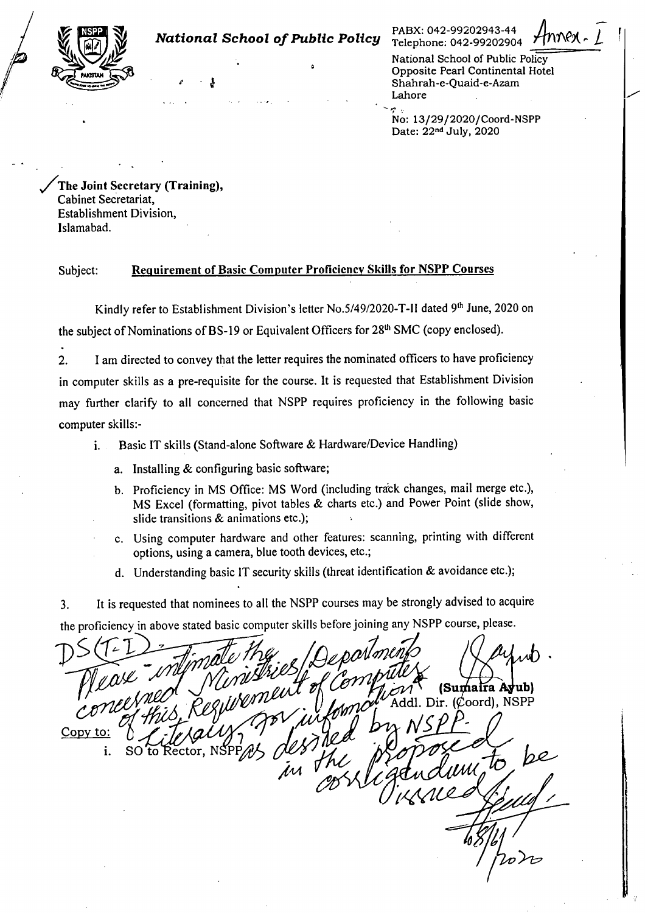Annex-I

**National School of Public Policy**

PABX: 042-99202943-44
Telephone: 042-99202904

National School of Public Policy
Opposite Pearl Continental Hotel
Shahrah-e-Quaid-e-Azam
Lahore

No: 13/29/2020/Coord-NSPP
Date: 22nd July, 2020

**The Joint Secretary (Training),**
Cabinet Secretariat,
Establishment Division,
Islamabad.

Subject: **Requirement of Basic Computer Proficiency Skills for NSPP Courses**

Kindly refer to Establishment Division's letter No.5/49/2020-T-II dated 9th June, 2020 on the subject of Nominations of BS-19 or Equivalent Officers for 28th SMC (copy enclosed).

2. I am directed to convey that the letter requires the nominated officers to have proficiency in computer skills as a pre-requisite for the course. It is requested that Establishment Division may further clarify to all concerned that NSPP requires proficiency in the following basic computer skills:-

i. Basic IT skills (Stand-alone Software & Hardware/Device Handling)

a. Installing & configuring basic software;

b. Proficiency in MS Office: MS Word (including track changes, mail merge etc.), MS Excel (formatting, pivot tables & charts etc.) and Power Point (slide show, slide transitions & animations etc.);

c. Using computer hardware and other features: scanning, printing with different options, using a camera, blue tooth devices, etc.;

d. Understanding basic IT security skills (threat identification & avoidance etc.);

3. It is requested that nominees to all the NSPP courses may be strongly advised to acquire the proficiency in above stated basic computer skills before joining any NSPP course, please.

(Sumaira Ayub)
Addl. Dir. (Coord), NSPP

Copy to:

i. SO to Rector, NSPP

DS(T-I) - Please intimate the concerned Ministries/Departments of this Requirement of Computer Literacy, for information as desired by NSPP in the proposed corrigendum to be issued please. 08/6/2020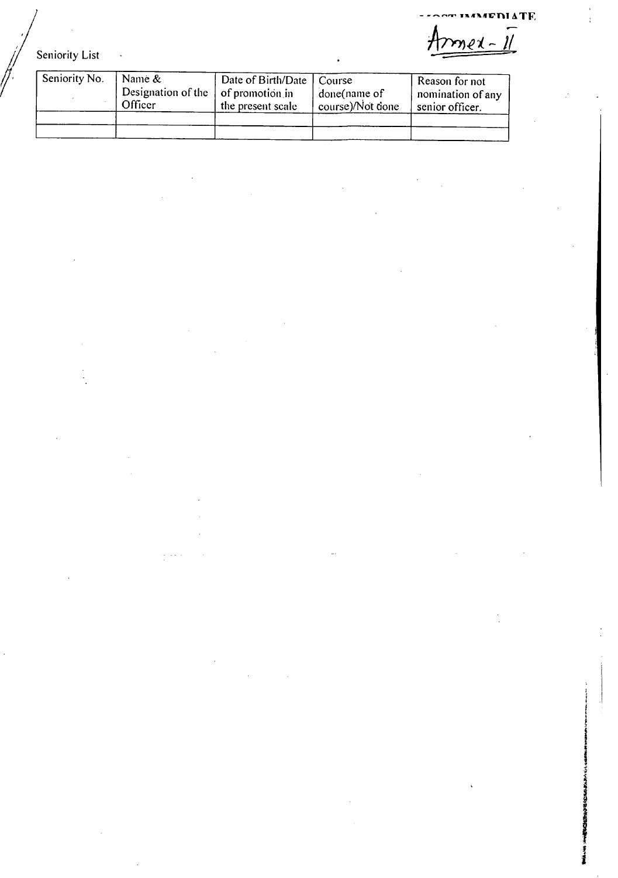MOST IMMEDIATE

Annex - II

Seniority List

| Seniority No. | Name & Designation of the Officer | Date of Birth/Date of promotion in the present scale | Course done(name of course)/Not done | Reason for not nomination of any senior officer. |
|---|---|---|---|---|
| | | | | |
| | | | | |